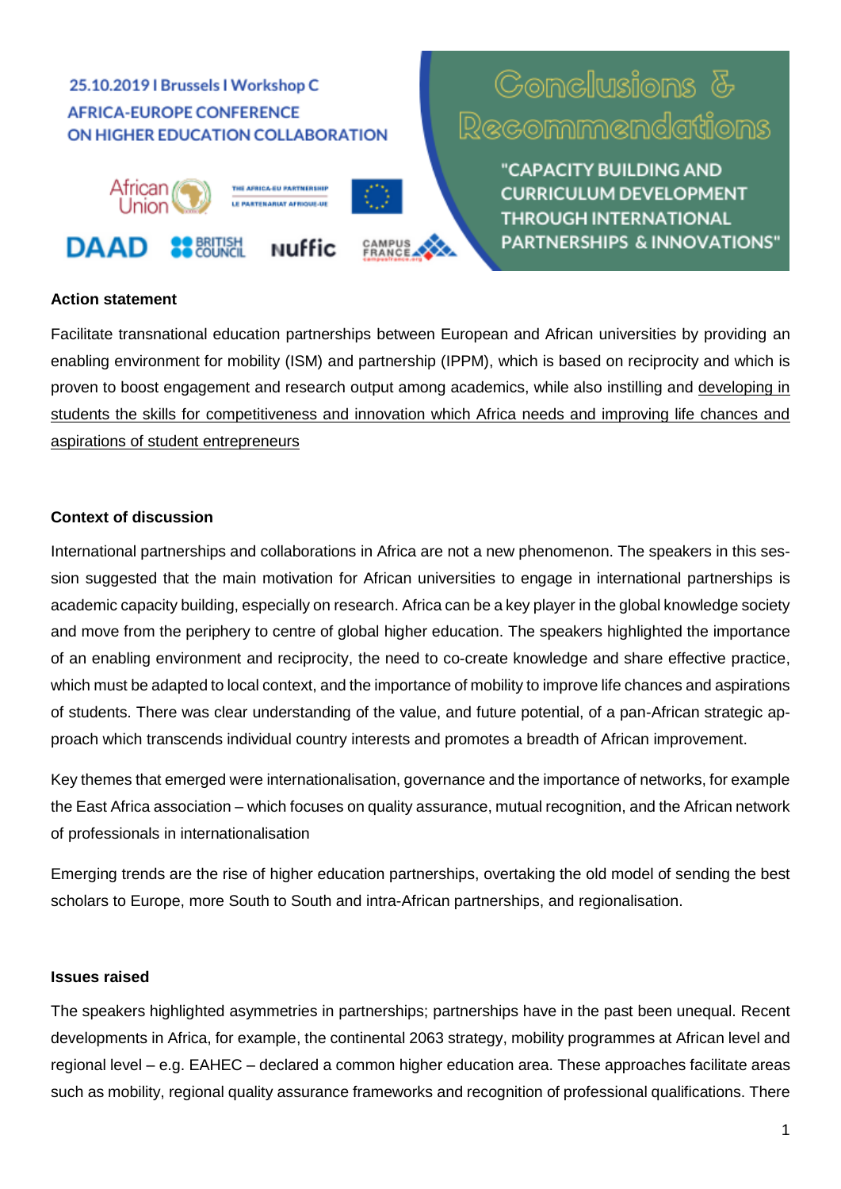25.10.2019 I Brussels I Workshop C

AFRICA-EUROPE CONFERENCE ON HIGHER EDUCATION COLLABORATION

# Conclusions & Recommendations

## "CAPACITY BUILDING AND CURRICULUM DEVELOPMENT THROUGH INTERNATIONAL PARTNERSHIPS & INNOVATIONS"

### Action statement

Facilitate transnational education partnerships between European and African universities by providing an enabling environment for mobility (ISM) and partnership (IPPM), which is based on reciprocity and which is proven to boost engagement and research output among academics, while also instilling and developing in students the skills for competitiveness and innovation which Africa needs and improving life chances and aspirations of student entrepreneurs

### Context of discussion

International partnerships and collaborations in Africa are not a new phenomenon. The speakers in this session suggested that the main motivation for African universities to engage in international partnerships is academic capacity building, especially on research. Africa can be a key player in the global knowledge society and move from the periphery to centre of global higher education. The speakers highlighted the importance of an enabling environment and reciprocity, the need to co-create knowledge and share effective practice, which must be adapted to local context, and the importance of mobility to improve life chances and aspirations of students. There was clear understanding of the value, and future potential, of a pan-African strategic approach which transcends individual country interests and promotes a breadth of African improvement.

Key themes that emerged were internationalisation, governance and the importance of networks, for example the East Africa association – which focuses on quality assurance, mutual recognition, and the African network of professionals in internationalisation

Emerging trends are the rise of higher education partnerships, overtaking the old model of sending the best scholars to Europe, more South to South and intra-African partnerships, and regionalisation.

### Issues raised

The speakers highlighted asymmetries in partnerships; partnerships have in the past been unequal. Recent developments in Africa, for example, the continental 2063 strategy, mobility programmes at African level and regional level – e.g. EAHEC – declared a common higher education area. These approaches facilitate areas such as mobility, regional quality assurance frameworks and recognition of professional qualifications. There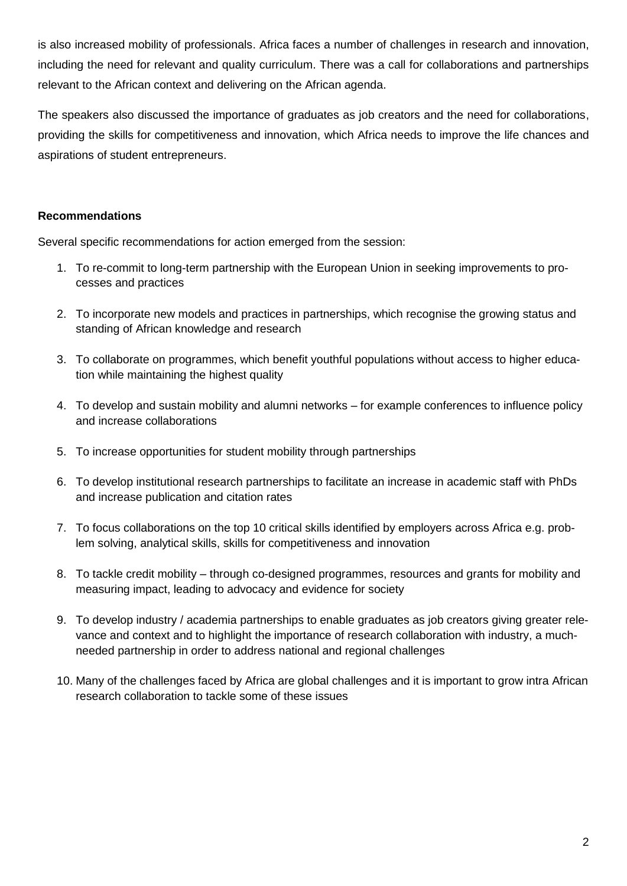is also increased mobility of professionals. Africa faces a number of challenges in research and innovation, including the need for relevant and quality curriculum. There was a call for collaborations and partnerships relevant to the African context and delivering on the African agenda.

The speakers also discussed the importance of graduates as job creators and the need for collaborations, providing the skills for competitiveness and innovation, which Africa needs to improve the life chances and aspirations of student entrepreneurs.

**Recommendations**

Several specific recommendations for action emerged from the session:

1. To re-commit to long-term partnership with the European Union in seeking improvements to processes and practices
2. To incorporate new models and practices in partnerships, which recognise the growing status and standing of African knowledge and research
3. To collaborate on programmes, which benefit youthful populations without access to higher education while maintaining the highest quality
4. To develop and sustain mobility and alumni networks – for example conferences to influence policy and increase collaborations
5. To increase opportunities for student mobility through partnerships
6. To develop institutional research partnerships to facilitate an increase in academic staff with PhDs and increase publication and citation rates
7. To focus collaborations on the top 10 critical skills identified by employers across Africa e.g. problem solving, analytical skills, skills for competitiveness and innovation
8. To tackle credit mobility – through co-designed programmes, resources and grants for mobility and measuring impact, leading to advocacy and evidence for society
9. To develop industry / academia partnerships to enable graduates as job creators giving greater relevance and context and to highlight the importance of research collaboration with industry, a much-needed partnership in order to address national and regional challenges
10. Many of the challenges faced by Africa are global challenges and it is important to grow intra African research collaboration to tackle some of these issues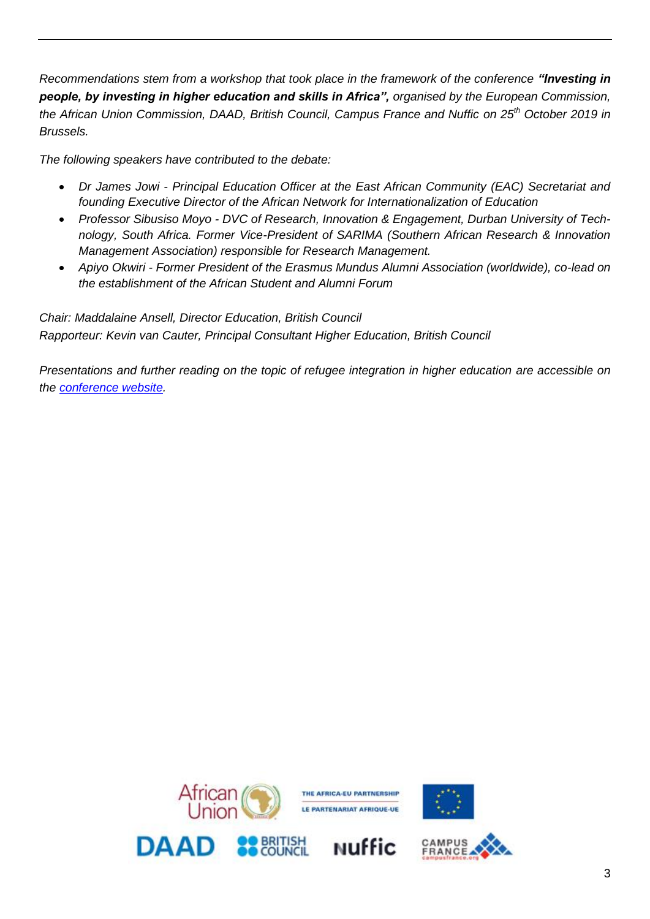*Recommendations stem from a workshop that took place in the framework of the conference **"Investing in people, by investing in higher education and skills in Africa",** organised by the European Commission, the African Union Commission, DAAD, British Council, Campus France and Nuffic on 25th October 2019 in Brussels.*

*The following speakers have contributed to the debate:*

- *Dr James Jowi - Principal Education Officer at the East African Community (EAC) Secretariat and founding Executive Director of the African Network for Internationalization of Education*
- *Professor Sibusiso Moyo - DVC of Research, Innovation & Engagement, Durban University of Technology, South Africa. Former Vice-President of SARIMA (Southern African Research & Innovation Management Association) responsible for Research Management.*
- *Apiyo Okwiri - Former President of the Erasmus Mundus Alumni Association (worldwide), co-lead on the establishment of the African Student and Alumni Forum*

*Chair: Maddalaine Ansell, Director Education, British Council*
*Rapporteur: Kevin van Cauter, Principal Consultant Higher Education, British Council*

*Presentations and further reading on the topic of refugee integration in higher education are accessible on the [conference website](conference website).*

African Union

THE AFRICA-EU PARTNERSHIP
LE PARTENARIAT AFRIQUE-UE

DAAD BRITISH COUNCIL Nuffic CAMPUS FRANCE